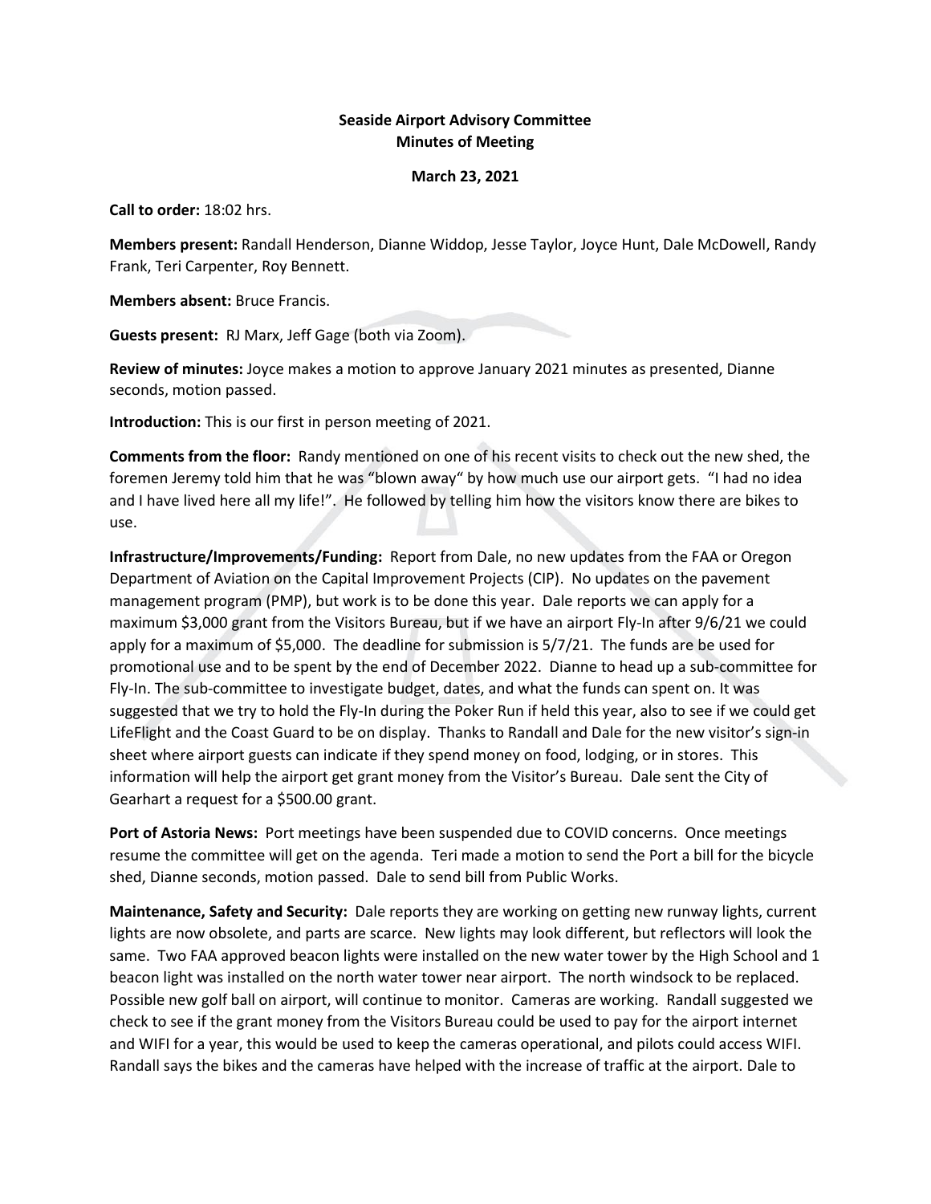**Seaside Airport Advisory Committee**
**Minutes of Meeting**

**March 23, 2021**

**Call to order:** 18:02 hrs.

**Members present:** Randall Henderson, Dianne Widdop, Jesse Taylor, Joyce Hunt, Dale McDowell, Randy Frank, Teri Carpenter, Roy Bennett.

**Members absent:** Bruce Francis.

**Guests present:** RJ Marx, Jeff Gage (both via Zoom).

**Review of minutes:** Joyce makes a motion to approve January 2021 minutes as presented, Dianne seconds, motion passed.

**Introduction:** This is our first in person meeting of 2021.

**Comments from the floor:** Randy mentioned on one of his recent visits to check out the new shed, the foremen Jeremy told him that he was "blown away" by how much use our airport gets. "I had no idea and I have lived here all my life!". He followed by telling him how the visitors know there are bikes to use.

**Infrastructure/Improvements/Funding:** Report from Dale, no new updates from the FAA or Oregon Department of Aviation on the Capital Improvement Projects (CIP). No updates on the pavement management program (PMP), but work is to be done this year. Dale reports we can apply for a maximum $3,000 grant from the Visitors Bureau, but if we have an airport Fly-In after 9/6/21 we could apply for a maximum of $5,000. The deadline for submission is 5/7/21. The funds are be used for promotional use and to be spent by the end of December 2022. Dianne to head up a sub-committee for Fly-In. The sub-committee to investigate budget, dates, and what the funds can spent on. It was suggested that we try to hold the Fly-In during the Poker Run if held this year, also to see if we could get LifeFlight and the Coast Guard to be on display. Thanks to Randall and Dale for the new visitor's sign-in sheet where airport guests can indicate if they spend money on food, lodging, or in stores. This information will help the airport get grant money from the Visitor's Bureau. Dale sent the City of Gearhart a request for a $500.00 grant.

**Port of Astoria News:** Port meetings have been suspended due to COVID concerns. Once meetings resume the committee will get on the agenda. Teri made a motion to send the Port a bill for the bicycle shed, Dianne seconds, motion passed. Dale to send bill from Public Works.

**Maintenance, Safety and Security:** Dale reports they are working on getting new runway lights, current lights are now obsolete, and parts are scarce. New lights may look different, but reflectors will look the same. Two FAA approved beacon lights were installed on the new water tower by the High School and 1 beacon light was installed on the north water tower near airport. The north windsock to be replaced. Possible new golf ball on airport, will continue to monitor. Cameras are working. Randall suggested we check to see if the grant money from the Visitors Bureau could be used to pay for the airport internet and WIFI for a year, this would be used to keep the cameras operational, and pilots could access WIFI. Randall says the bikes and the cameras have helped with the increase of traffic at the airport. Dale to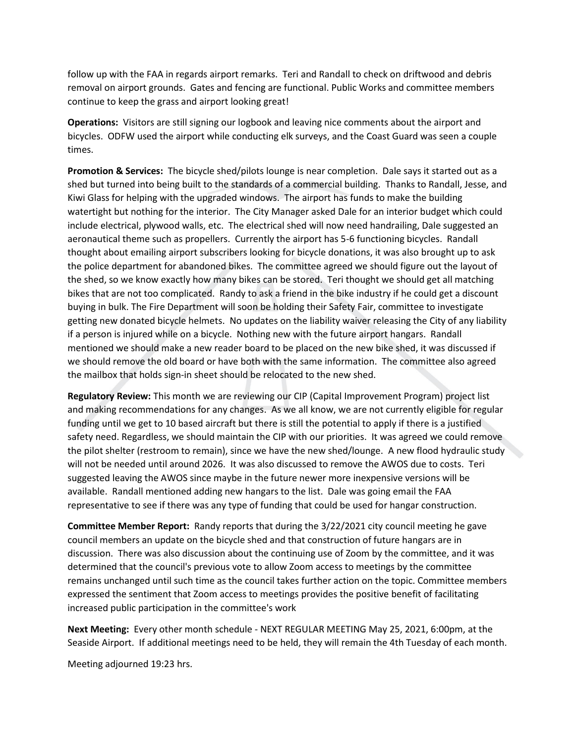follow up with the FAA in regards airport remarks. Teri and Randall to check on driftwood and debris removal on airport grounds. Gates and fencing are functional. Public Works and committee members continue to keep the grass and airport looking great!

**Operations:** Visitors are still signing our logbook and leaving nice comments about the airport and bicycles. ODFW used the airport while conducting elk surveys, and the Coast Guard was seen a couple times.

**Promotion & Services:** The bicycle shed/pilots lounge is near completion. Dale says it started out as a shed but turned into being built to the standards of a commercial building. Thanks to Randall, Jesse, and Kiwi Glass for helping with the upgraded windows. The airport has funds to make the building watertight but nothing for the interior. The City Manager asked Dale for an interior budget which could include electrical, plywood walls, etc. The electrical shed will now need handrailing, Dale suggested an aeronautical theme such as propellers. Currently the airport has 5-6 functioning bicycles. Randall thought about emailing airport subscribers looking for bicycle donations, it was also brought up to ask the police department for abandoned bikes. The committee agreed we should figure out the layout of the shed, so we know exactly how many bikes can be stored. Teri thought we should get all matching bikes that are not too complicated. Randy to ask a friend in the bike industry if he could get a discount buying in bulk. The Fire Department will soon be holding their Safety Fair, committee to investigate getting new donated bicycle helmets. No updates on the liability waiver releasing the City of any liability if a person is injured while on a bicycle. Nothing new with the future airport hangars. Randall mentioned we should make a new reader board to be placed on the new bike shed, it was discussed if we should remove the old board or have both with the same information. The committee also agreed the mailbox that holds sign-in sheet should be relocated to the new shed.

**Regulatory Review:** This month we are reviewing our CIP (Capital Improvement Program) project list and making recommendations for any changes. As we all know, we are not currently eligible for regular funding until we get to 10 based aircraft but there is still the potential to apply if there is a justified safety need. Regardless, we should maintain the CIP with our priorities. It was agreed we could remove the pilot shelter (restroom to remain), since we have the new shed/lounge. A new flood hydraulic study will not be needed until around 2026. It was also discussed to remove the AWOS due to costs. Teri suggested leaving the AWOS since maybe in the future newer more inexpensive versions will be available. Randall mentioned adding new hangars to the list. Dale was going email the FAA representative to see if there was any type of funding that could be used for hangar construction.

**Committee Member Report:** Randy reports that during the 3/22/2021 city council meeting he gave council members an update on the bicycle shed and that construction of future hangars are in discussion. There was also discussion about the continuing use of Zoom by the committee, and it was determined that the council's previous vote to allow Zoom access to meetings by the committee remains unchanged until such time as the council takes further action on the topic. Committee members expressed the sentiment that Zoom access to meetings provides the positive benefit of facilitating increased public participation in the committee's work

**Next Meeting:** Every other month schedule - NEXT REGULAR MEETING May 25, 2021, 6:00pm, at the Seaside Airport. If additional meetings need to be held, they will remain the 4th Tuesday of each month.

Meeting adjourned 19:23 hrs.